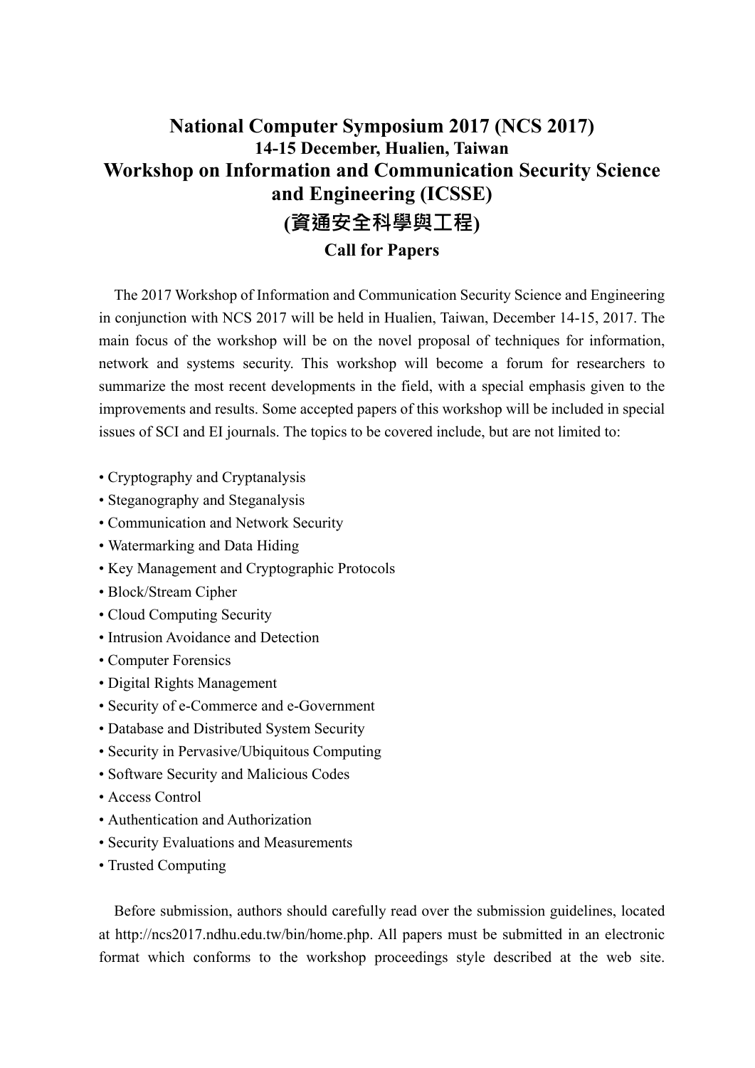# National Computer Symposium 2017 (NCS 2017)

### 14-15 December, Hualien, Taiwan

## Workshop on Information and Communication Security Science and Engineering (ICSSE)

## (資通安全科學與工程)

### Call for Papers

The 2017 Workshop of Information and Communication Security Science and Engineering in conjunction with NCS 2017 will be held in Hualien, Taiwan, December 14-15, 2017. The main focus of the workshop will be on the novel proposal of techniques for information, network and systems security. This workshop will become a forum for researchers to summarize the most recent developments in the field, with a special emphasis given to the improvements and results. Some accepted papers of this workshop will be included in special issues of SCI and EI journals. The topics to be covered include, but are not limited to:

- Cryptography and Cryptanalysis
- Steganography and Steganalysis
- Communication and Network Security
- Watermarking and Data Hiding
- Key Management and Cryptographic Protocols
- Block/Stream Cipher
- Cloud Computing Security
- Intrusion Avoidance and Detection
- Computer Forensics
- Digital Rights Management
- Security of e-Commerce and e-Government
- Database and Distributed System Security
- Security in Pervasive/Ubiquitous Computing
- Software Security and Malicious Codes
- Access Control
- Authentication and Authorization
- Security Evaluations and Measurements
- Trusted Computing

Before submission, authors should carefully read over the submission guidelines, located at http://ncs2017.ndhu.edu.tw/bin/home.php. All papers must be submitted in an electronic format which conforms to the workshop proceedings style described at the web site.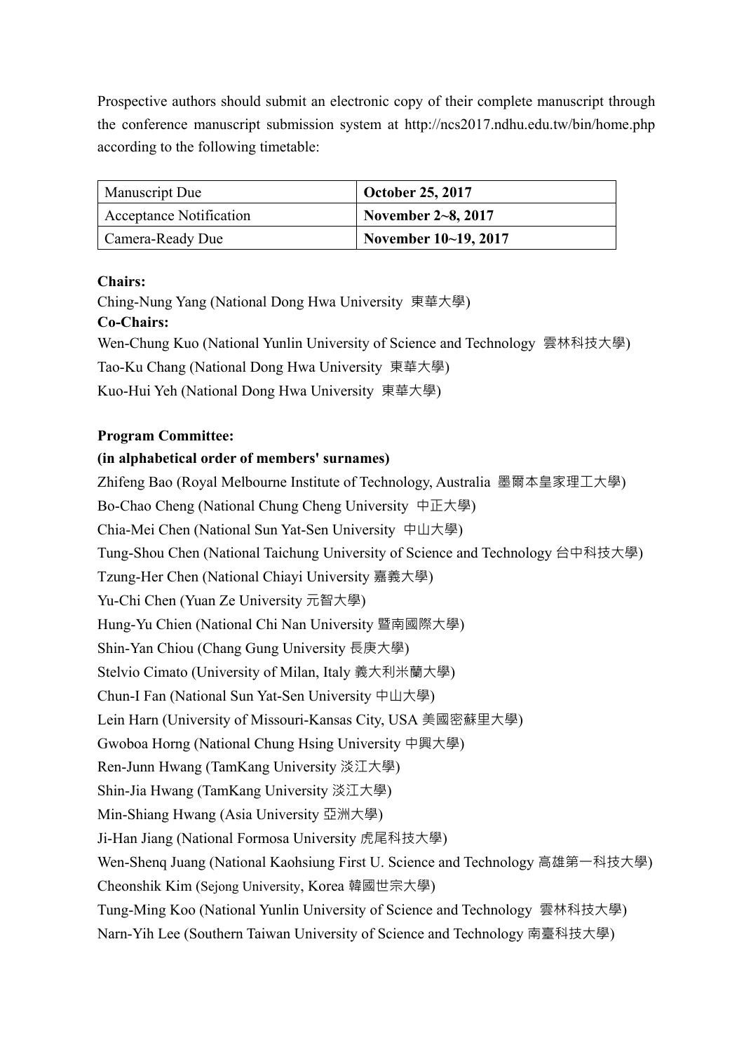Prospective authors should submit an electronic copy of their complete manuscript through the conference manuscript submission system at http://ncs2017.ndhu.edu.tw/bin/home.php according to the following timetable:

| Manuscript Due | **October 25, 2017** |
|---|---|
| Acceptance Notification | **November 2~8, 2017** |
| Camera-Ready Due | **November 10~19, 2017** |

**Chairs:**

Ching-Nung Yang (National Dong Hwa University 東華大學)

**Co-Chairs:**

Wen-Chung Kuo (National Yunlin University of Science and Technology 雲林科技大學)

Tao-Ku Chang (National Dong Hwa University 東華大學)

Kuo-Hui Yeh (National Dong Hwa University 東華大學)

**Program Committee:**

**(in alphabetical order of members' surnames)**

Zhifeng Bao (Royal Melbourne Institute of Technology, Australia 墨爾本皇家理工大學)

Bo-Chao Cheng (National Chung Cheng University 中正大學)

Chia-Mei Chen (National Sun Yat-Sen University 中山大學)

Tung-Shou Chen (National Taichung University of Science and Technology 台中科技大學)

Tzung-Her Chen (National Chiayi University 嘉義大學)

Yu-Chi Chen (Yuan Ze University 元智大學)

Hung-Yu Chien (National Chi Nan University 暨南國際大學)

Shin-Yan Chiou (Chang Gung University 長庚大學)

Stelvio Cimato (University of Milan, Italy 義大利米蘭大學)

Chun-I Fan (National Sun Yat-Sen University 中山大學)

Lein Harn (University of Missouri-Kansas City, USA 美國密蘇里大學)

Gwoboa Horng (National Chung Hsing University 中興大學)

Ren-Junn Hwang (TamKang University 淡江大學)

Shin-Jia Hwang (TamKang University 淡江大學)

Min-Shiang Hwang (Asia University 亞洲大學)

Ji-Han Jiang (National Formosa University 虎尾科技大學)

Wen-Shenq Juang (National Kaohsiung First U. Science and Technology 高雄第一科技大學)

Cheonshik Kim (Sejong University, Korea 韓國世宗大學)

Tung-Ming Koo (National Yunlin University of Science and Technology 雲林科技大學)

Narn-Yih Lee (Southern Taiwan University of Science and Technology 南臺科技大學)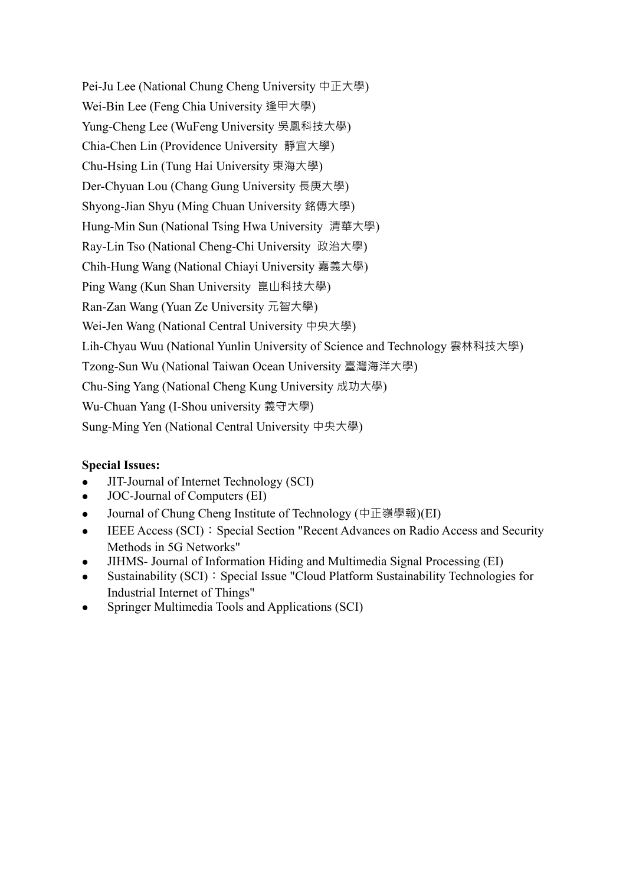Pei-Ju Lee (National Chung Cheng University 中正大學)

Wei-Bin Lee (Feng Chia University 逢甲大學)

Yung-Cheng Lee (WuFeng University 吳鳳科技大學)

Chia-Chen Lin (Providence University  靜宜大學)

Chu-Hsing Lin (Tung Hai University 東海大學)

Der-Chyuan Lou (Chang Gung University 長庚大學)

Shyong-Jian Shyu (Ming Chuan University 銘傳大學)

Hung-Min Sun (National Tsing Hwa University  清華大學)

Ray-Lin Tso (National Cheng-Chi University  政治大學)

Chih-Hung Wang (National Chiayi University 嘉義大學)

Ping Wang (Kun Shan University  崑山科技大學)

Ran-Zan Wang (Yuan Ze University 元智大學)

Wei-Jen Wang (National Central University 中央大學)

Lih-Chyau Wuu (National Yunlin University of Science and Technology 雲林科技大學)

Tzong-Sun Wu (National Taiwan Ocean University 臺灣海洋大學)

Chu-Sing Yang (National Cheng Kung University 成功大學)

Wu-Chuan Yang (I-Shou university 義守大學)

Sung-Ming Yen (National Central University 中央大學)

**Special Issues:**

- JIT-Journal of Internet Technology (SCI)
- JOC-Journal of Computers (EI)
- Journal of Chung Cheng Institute of Technology (中正嶺學報)(EI)
- IEEE Access (SCI)：Special Section "Recent Advances on Radio Access and Security Methods in 5G Networks"
- JIHMS- Journal of Information Hiding and Multimedia Signal Processing (EI)
- Sustainability (SCI)：Special Issue "Cloud Platform Sustainability Technologies for Industrial Internet of Things"
- Springer Multimedia Tools and Applications (SCI)